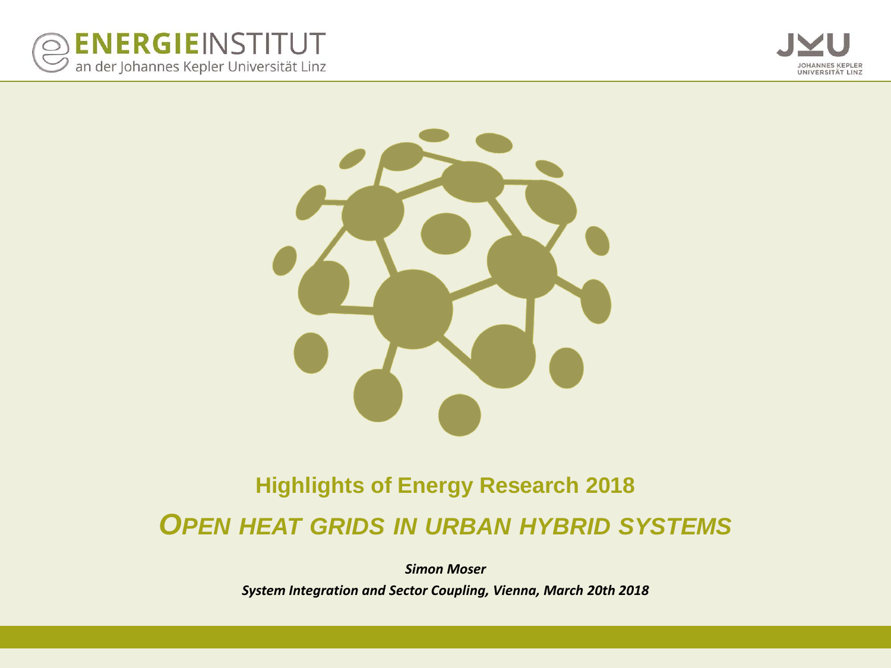ENERGIEINSTITUT an der Johannes Kepler Universität Linz

JOHANNES KEPLER UNIVERSITÄT LINZ

## Highlights of Energy Research 2018

# *OPEN HEAT GRIDS IN URBAN HYBRID SYSTEMS*

***Simon Moser***

***System Integration and Sector Coupling, Vienna, March 20th 2018***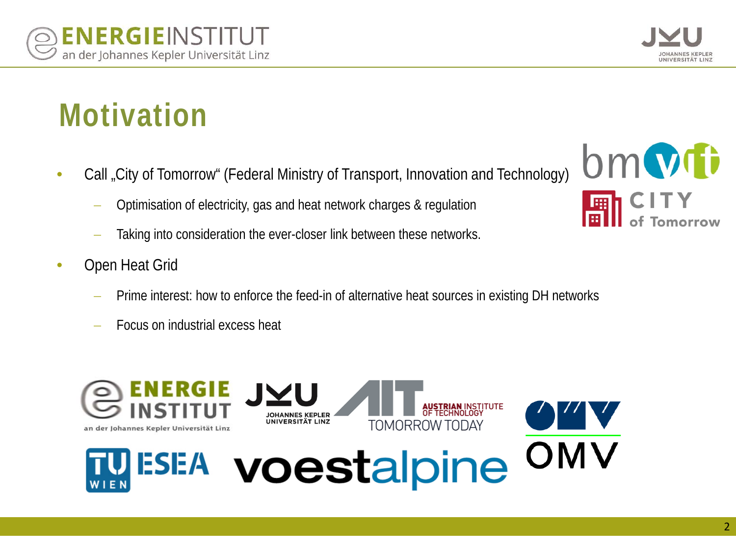# Motivation

- Call „City of Tomorrow" (Federal Ministry of Transport, Innovation and Technology)
  - Optimisation of electricity, gas and heat network charges & regulation
  - Taking into consideration the ever-closer link between these networks.
- Open Heat Grid
  - Prime interest: how to enforce the feed-in of alternative heat sources in existing DH networks
  - Focus on industrial excess heat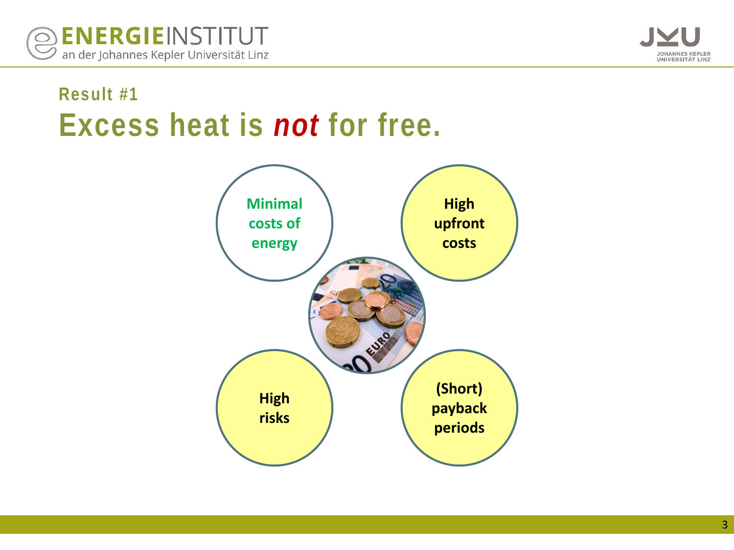Result #1

# Excess heat is *not* for free.

- Minimal costs of energy
- High upfront costs
- High risks
- (Short) payback periods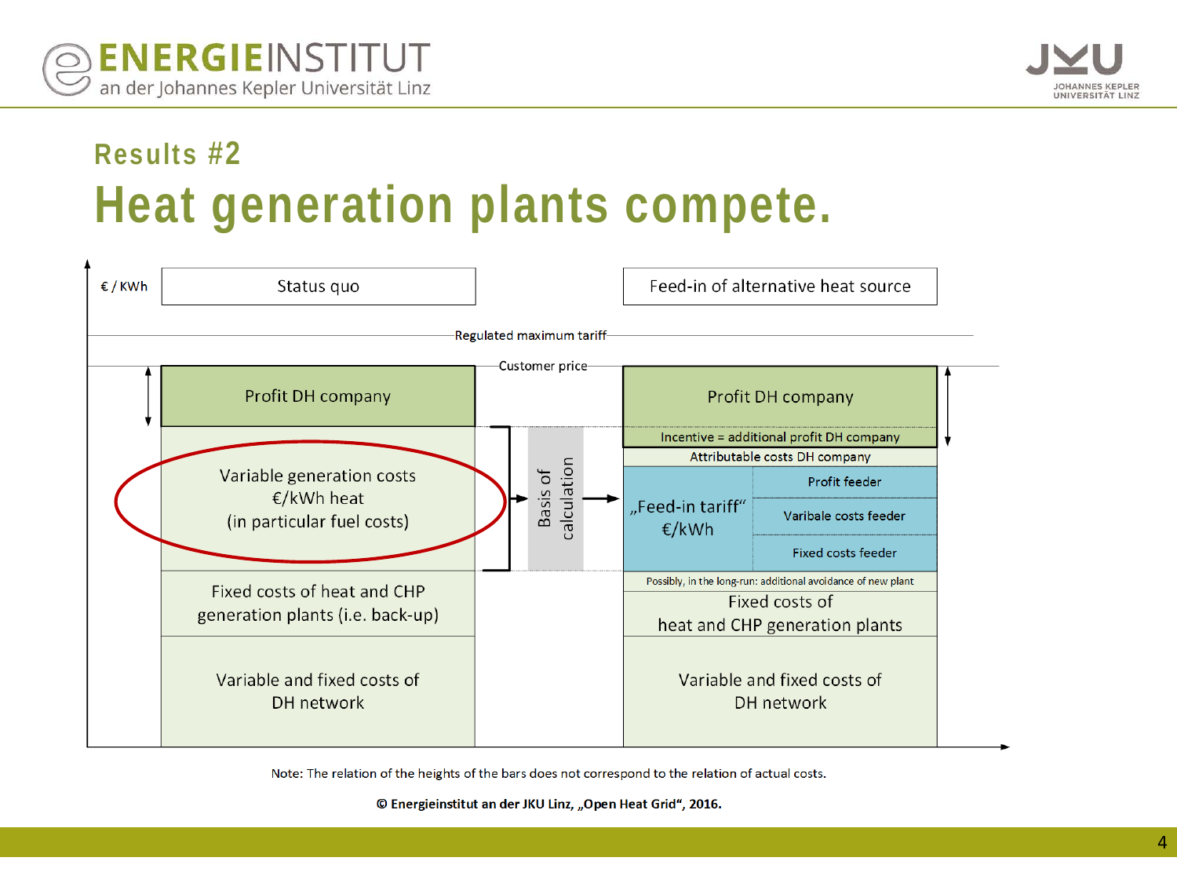## Results #2

# Heat generation plants compete.

€ / KWh

| Status quo | Feed-in of alternative heat source |
|---|---|
| Regulated maximum tariff | |
| Customer price | |
| Profit DH company | Profit DH company |
| | Incentive = additional profit DH company |
| | Attributable costs DH company |
| Variable generation costs €/kWh heat (in particular fuel costs) → Basis of calculation → | „Feed-in tariff“ €/kWh: Profit feeder; Varibale costs feeder; Fixed costs feeder |
| | Possibly, in the long-run: additional avoidance of new plant |
| Fixed costs of heat and CHP generation plants (i.e. back-up) | Fixed costs of heat and CHP generation plants |
| Variable and fixed costs of DH network | Variable and fixed costs of DH network |

Note: The relation of the heights of the bars does not correspond to the relation of actual costs.

**© Energieinstitut an der JKU Linz, „Open Heat Grid“, 2016.**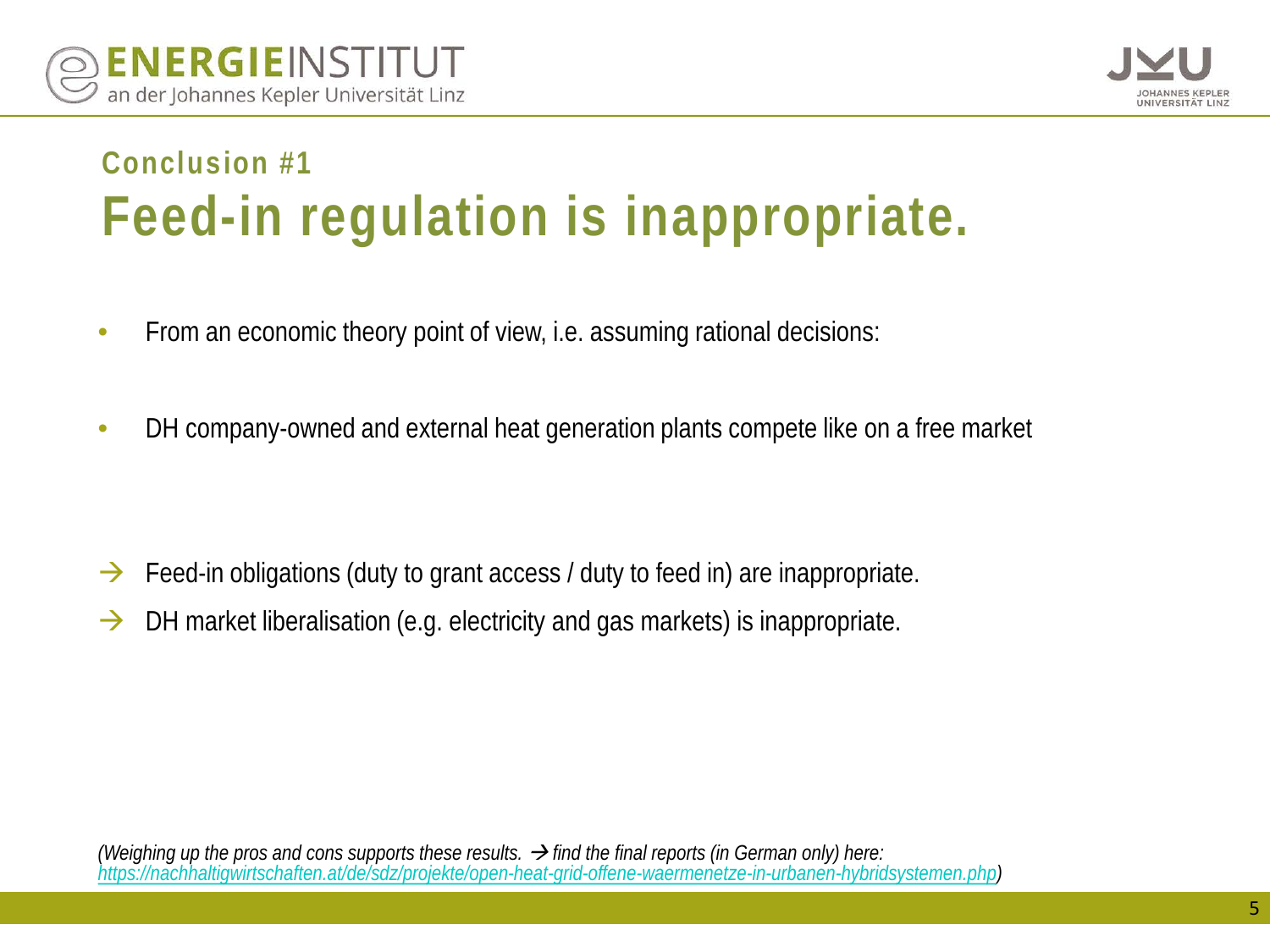## Conclusion #1

# Feed-in regulation is inappropriate.

- From an economic theory point of view, i.e. assuming rational decisions:
- DH company-owned and external heat generation plants compete like on a free market

→ Feed-in obligations (duty to grant access / duty to feed in) are inappropriate.

→ DH market liberalisation (e.g. electricity and gas markets) is inappropriate.

*(Weighing up the pros and cons supports these results. → find the final reports (in German only) here: [https://nachhaltigwirtschaften.at/de/sdz/projekte/open-heat-grid-offene-waermenetze-in-urbanen-hybridsystemen.php](https://nachhaltigwirtschaften.at/de/sdz/projekte/open-heat-grid-offene-waermenetze-in-urbanen-hybridsystemen.php))*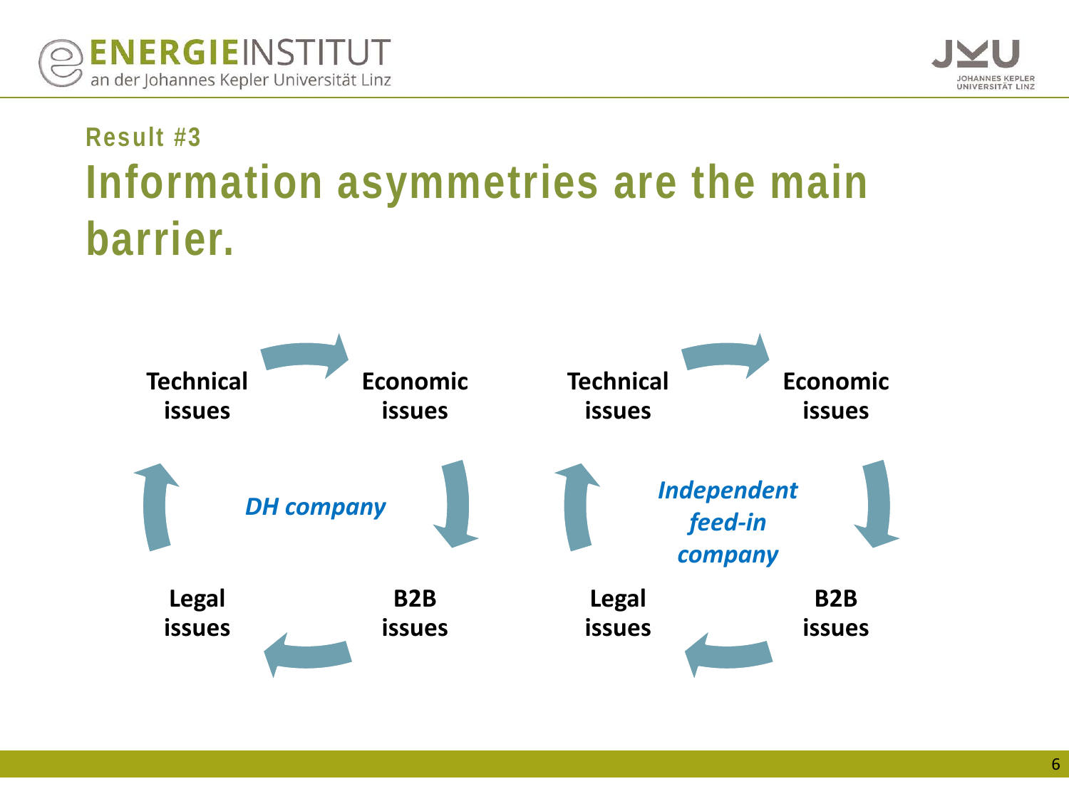Result #3

# Information asymmetries are the main barrier.

**Technical issues** → **Economic issues** → **B2B issues** → **Legal issues** → **Technical issues**

*DH company*

**Technical issues** → **Economic issues** → **B2B issues** → **Legal issues** → **Technical issues**

*Independent feed-in company*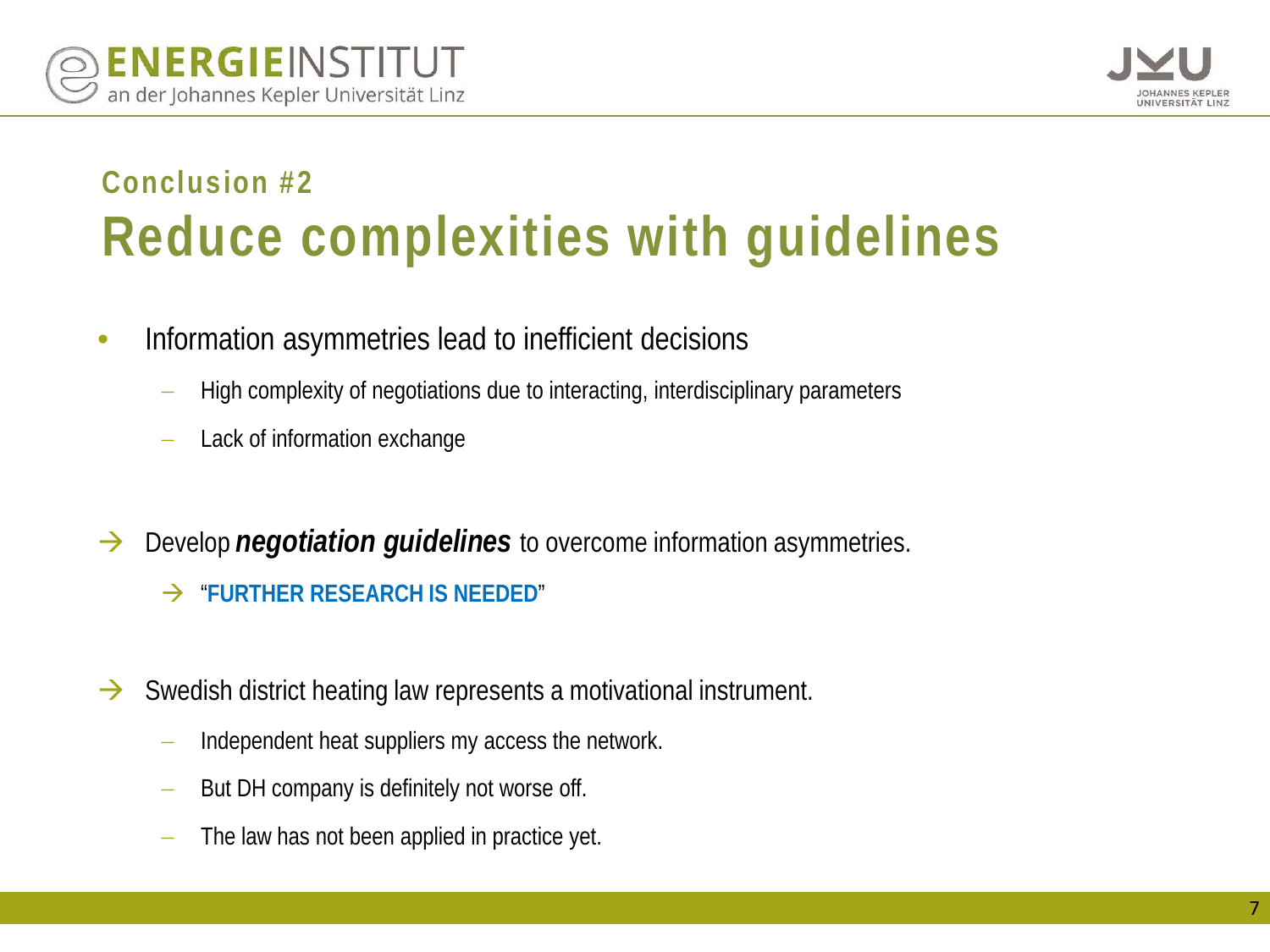### Conclusion #2

# Reduce complexities with guidelines

- Information asymmetries lead to inefficient decisions
  - High complexity of negotiations due to interacting, interdisciplinary parameters
  - Lack of information exchange

→ Develop ***negotiation guidelines*** to overcome information asymmetries.

  → "**FURTHER RESEARCH IS NEEDED**"

→ Swedish district heating law represents a motivational instrument.

  - Independent heat suppliers my access the network.
  - But DH company is definitely not worse off.
  - The law has not been applied in practice yet.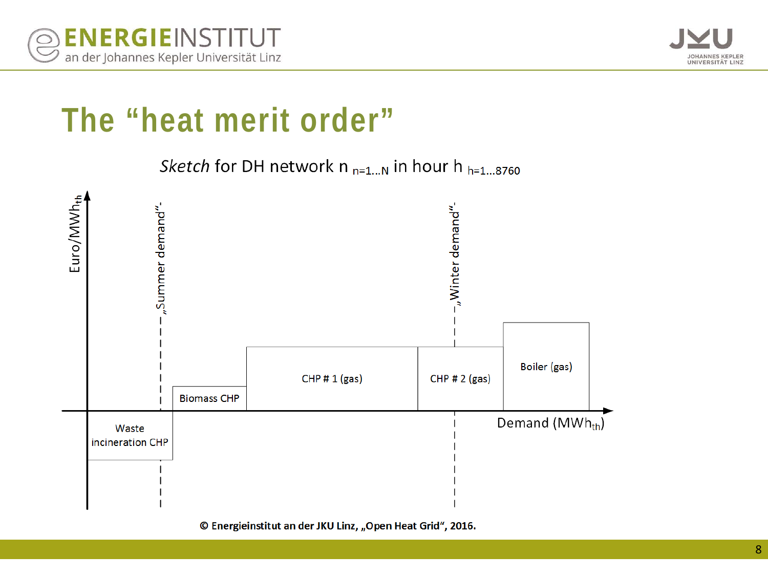# The "heat merit order"

*Sketch* for DH network n $_{n=1...N}$ in hour h $_{h=1...8760}$

Euro/$MWh_{th}$

„Summer demand"-

„Winter demand"-

Waste incineration CHP

Biomass CHP

CHP # 1 (gas)

CHP # 2 (gas)

Boiler (gas)

Demand ($MWh_{th}$)

**© Energieinstitut an der JKU Linz, „Open Heat Grid", 2016.**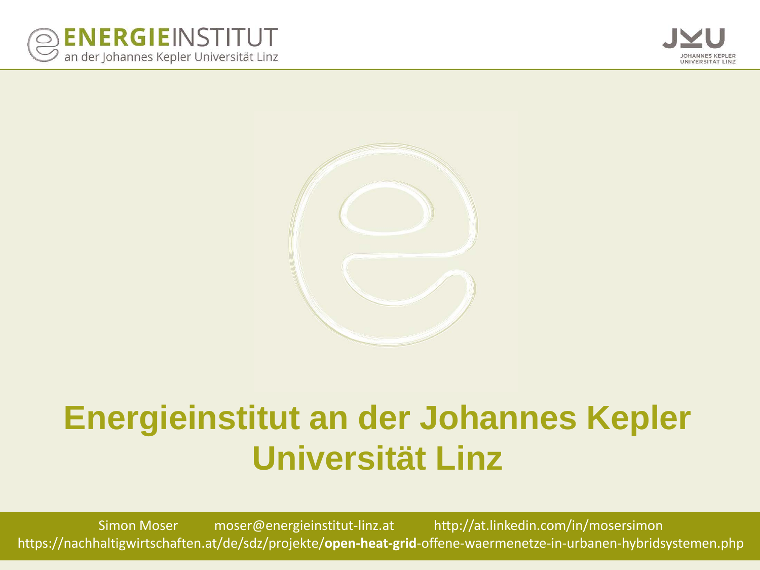# Energieinstitut an der Johannes Kepler Universität Linz

Simon Moser moser@energieinstitut-linz.at http://at.linkedin.com/in/mosersimon

https://nachhaltigwirtschaften.at/de/sdz/projekte/**open-heat-grid**-offene-waermenetze-in-urbanen-hybridsystemen.php